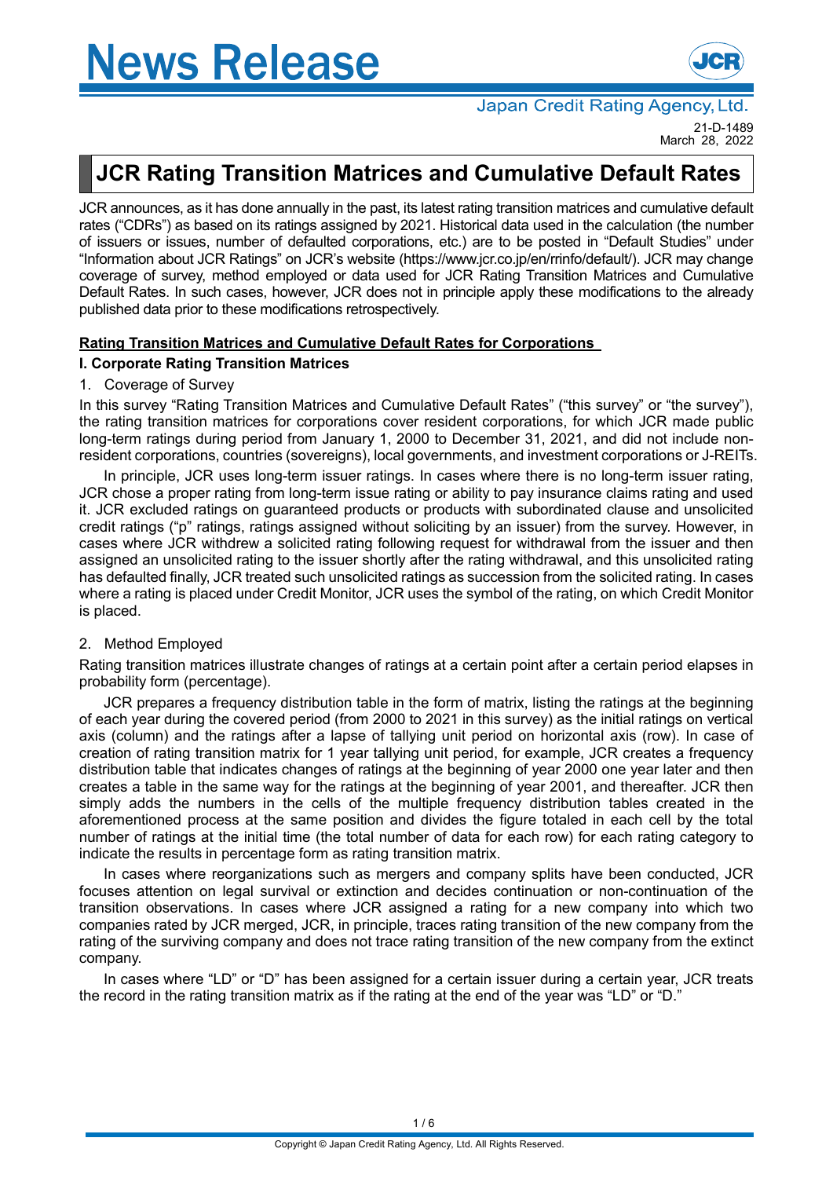# News Release

Japan Credit Rating Agency, Ltd.

21-D-1489
March 28, 2022

## JCR Rating Transition Matrices and Cumulative Default Rates

JCR announces, as it has done annually in the past, its latest rating transition matrices and cumulative default rates ("CDRs") as based on its ratings assigned by 2021. Historical data used in the calculation (the number of issuers or issues, number of defaulted corporations, etc.) are to be posted in "Default Studies" under "Information about JCR Ratings" on JCR's website (https://www.jcr.co.jp/en/rrinfo/default/). JCR may change coverage of survey, method employed or data used for JCR Rating Transition Matrices and Cumulative Default Rates. In such cases, however, JCR does not in principle apply these modifications to the already published data prior to these modifications retrospectively.

**Rating Transition Matrices and Cumulative Default Rates for Corporations**

### I. Corporate Rating Transition Matrices

1. Coverage of Survey

In this survey "Rating Transition Matrices and Cumulative Default Rates" ("this survey" or "the survey"), the rating transition matrices for corporations cover resident corporations, for which JCR made public long-term ratings during period from January 1, 2000 to December 31, 2021, and did not include non-resident corporations, countries (sovereigns), local governments, and investment corporations or J-REITs.

In principle, JCR uses long-term issuer ratings. In cases where there is no long-term issuer rating, JCR chose a proper rating from long-term issue rating or ability to pay insurance claims rating and used it. JCR excluded ratings on guaranteed products or products with subordinated clause and unsolicited credit ratings ("p" ratings, ratings assigned without soliciting by an issuer) from the survey. However, in cases where JCR withdrew a solicited rating following request for withdrawal from the issuer and then assigned an unsolicited rating to the issuer shortly after the rating withdrawal, and this unsolicited rating has defaulted finally, JCR treated such unsolicited ratings as succession from the solicited rating. In cases where a rating is placed under Credit Monitor, JCR uses the symbol of the rating, on which Credit Monitor is placed.

2. Method Employed

Rating transition matrices illustrate changes of ratings at a certain point after a certain period elapses in probability form (percentage).

JCR prepares a frequency distribution table in the form of matrix, listing the ratings at the beginning of each year during the covered period (from 2000 to 2021 in this survey) as the initial ratings on vertical axis (column) and the ratings after a lapse of tallying unit period on horizontal axis (row). In case of creation of rating transition matrix for 1 year tallying unit period, for example, JCR creates a frequency distribution table that indicates changes of ratings at the beginning of year 2000 one year later and then creates a table in the same way for the ratings at the beginning of year 2001, and thereafter. JCR then simply adds the numbers in the cells of the multiple frequency distribution tables created in the aforementioned process at the same position and divides the figure totaled in each cell by the total number of ratings at the initial time (the total number of data for each row) for each rating category to indicate the results in percentage form as rating transition matrix.

In cases where reorganizations such as mergers and company splits have been conducted, JCR focuses attention on legal survival or extinction and decides continuation or non-continuation of the transition observations. In cases where JCR assigned a rating for a new company into which two companies rated by JCR merged, JCR, in principle, traces rating transition of the new company from the rating of the surviving company and does not trace rating transition of the new company from the extinct company.

In cases where "LD" or "D" has been assigned for a certain issuer during a certain year, JCR treats the record in the rating transition matrix as if the rating at the end of the year was "LD" or "D."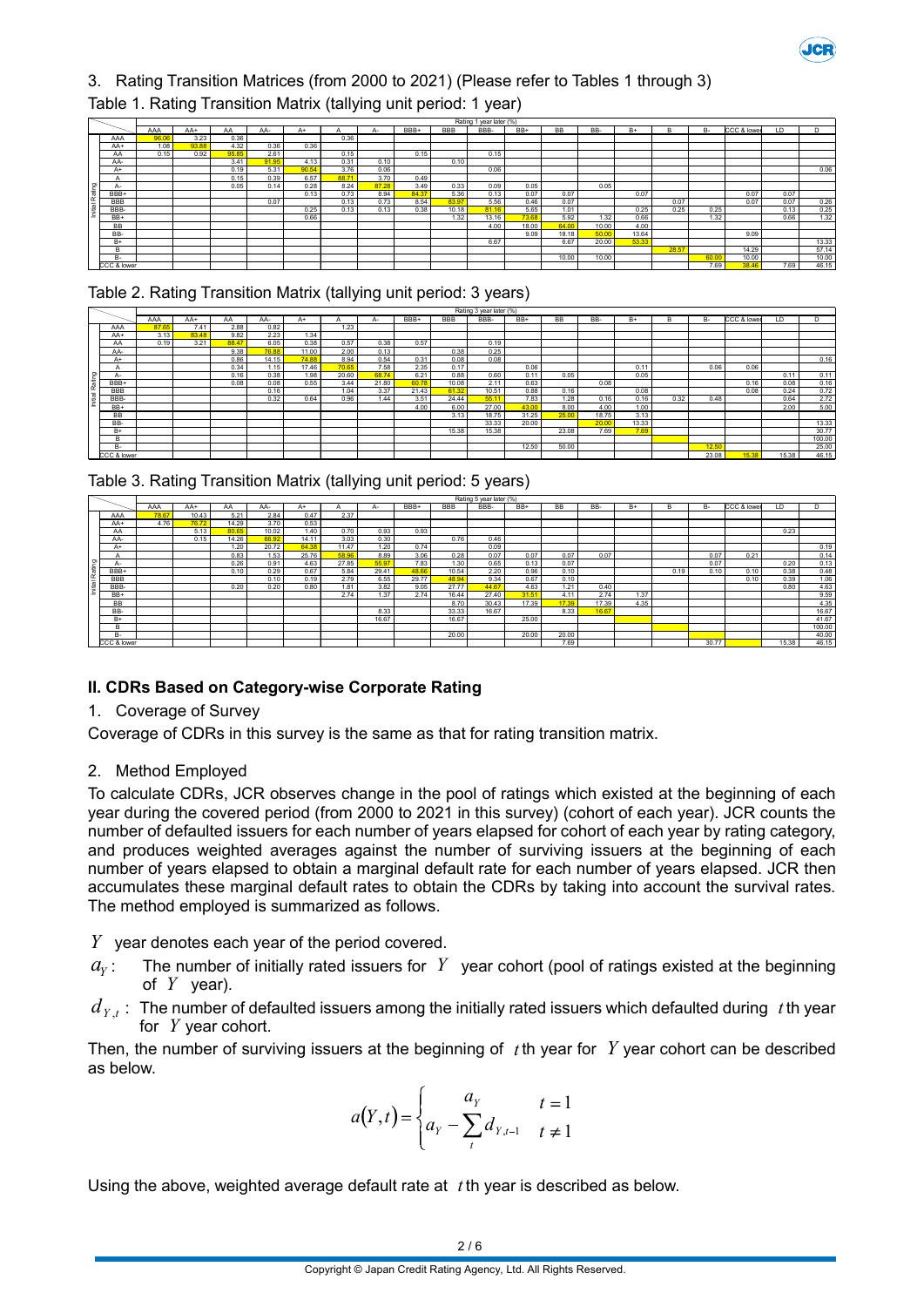## 3. Rating Transition Matrices (from 2000 to 2021) (Please refer to Tables 1 through 3)

Table 1. Rating Transition Matrix (tallying unit period: 1 year)

| Initial Rating | Rating 1 year later (%) | | | | | | | | | | | | | | | | | | |
|---|---|---|---|---|---|---|---|---|---|---|---|---|---|---|---|---|---|---|---|
| | AAA | AA+ | AA | AA- | A+ | A | A- | BBB+ | BBB | BBB- | BB+ | BB | BB- | B+ | B | B- | CCC & lower | LD | D |
| AAA | 96.06 | 3.23 | 0.36 | | | 0.36 | | | | | | | | | | | | | |
| AA+ | 1.08 | 93.88 | 4.32 | 0.36 | 0.36 | | | | | | | | | | | | | | |
| AA | 0.15 | 0.92 | 95.85 | 2.61 | | 0.15 | | 0.15 | | 0.15 | | | | | | | | | |
| AA- | | | 3.41 | 91.95 | 4.13 | 0.31 | 0.10 | | 0.10 | | | | | | | | | | |
| A+ | | | 0.19 | 5.31 | 90.54 | 3.76 | 0.06 | | | 0.06 | | | | | | | | | 0.06 |
| A | | | 0.15 | 0.39 | 6.57 | 88.71 | 3.70 | 0.49 | | | | | | | | | | | |
| A- | | | 0.05 | 0.14 | 0.28 | 8.24 | 87.28 | 3.49 | 0.33 | 0.09 | 0.05 | | 0.05 | | | | | | |
| BBB+ | | | | | 0.13 | 0.73 | 8.94 | 84.37 | 5.36 | 0.13 | 0.07 | 0.07 | | 0.07 | | | 0.07 | 0.07 | |
| BBB | | | | 0.07 | | 0.13 | 0.73 | 8.54 | 83.97 | 5.56 | 0.46 | 0.07 | | | 0.07 | | 0.07 | 0.07 | 0.26 |
| BBB- | | | | | 0.25 | 0.13 | 0.13 | 0.38 | 10.18 | 81.16 | 5.65 | 1.01 | | 0.25 | 0.25 | 0.25 | | 0.13 | 0.25 |
| BB+ | | | | | 0.66 | | | | 1.32 | 13.16 | 73.68 | 5.92 | 1.32 | 0.66 | | 1.32 | | 0.66 | 1.32 |
| BB | | | | | | | | | | 4.00 | 18.00 | 64.00 | 10.00 | 4.00 | | | | | |
| BB- | | | | | | | | | | | 9.09 | 18.18 | 50.00 | 13.64 | | | 9.09 | | |
| B+ | | | | | | | | | | | | 6.67 | 20.00 | 53.33 | | | | | 13.33 |
| B | | | | | | | | | | | | | | | 28.57 | | 14.29 | | 57.14 |
| B- | | | | | | | | | | | | 10.00 | 10.00 | | | 60.00 | 10.00 | | 10.00 |
| CCC & lower | | | | | | | | | | | | | | | | 7.69 | 38.46 | 7.69 | 46.15 |

Table 2. Rating Transition Matrix (tallying unit period: 3 years)

| Initial Rating | Rating 3 year later (%) | | | | | | | | | | | | | | | | | | |
|---|---|---|---|---|---|---|---|---|---|---|---|---|---|---|---|---|---|---|---|
| | AAA | AA+ | AA | AA- | A+ | A | A- | BBB+ | BBB | BBB- | BB+ | BB | BB- | B+ | B | B- | CCC & lower | LD | D |
| AAA | 87.65 | 7.41 | 2.88 | 0.82 | | 1.23 | | | | | | | | | | | | | |
| AA+ | 3.13 | 83.48 | 9.82 | 2.23 | 1.34 | | | | | | | | | | | | | | |
| AA | 0.19 | 3.21 | 88.47 | 6.05 | 0.38 | 0.57 | 0.38 | 0.57 | | 0.19 | | | | | | | | | |
| AA- | | | 9.38 | 76.88 | 11.00 | 2.00 | 0.13 | | 0.38 | 0.25 | | | | | | | | | |
| A+ | | | 0.86 | 14.15 | 74.88 | 8.94 | 0.54 | 0.31 | 0.08 | 0.08 | | | | | | | | | 0.16 |
| A | | | 0.34 | 1.15 | 17.46 | 70.65 | 7.58 | 2.35 | 0.17 | | 0.06 | | | 0.11 | | 0.06 | 0.06 | | |
| A- | | | 0.16 | 0.38 | 1.98 | 20.60 | 68.74 | 6.21 | 0.88 | 0.60 | 0.11 | 0.05 | | 0.05 | | | | 0.11 | 0.11 |
| BBB+ | | | 0.08 | 0.08 | 0.55 | 3.44 | 21.80 | 60.78 | 10.08 | 2.11 | 0.63 | | 0.08 | | | | 0.16 | 0.08 | 0.16 |
| BBB | | | | 0.16 | | 1.04 | 3.37 | 21.43 | 61.32 | 10.51 | 0.88 | 0.16 | | 0.08 | | | 0.08 | 0.24 | 0.72 |
| BBB- | | | | 0.32 | 0.64 | 0.96 | 1.44 | 3.51 | 24.44 | 55.11 | 7.83 | 1.28 | 0.16 | 0.16 | 0.32 | 0.48 | | 0.64 | 2.72 |
| BB+ | | | | | | | | 4.00 | 6.00 | 27.00 | 43.00 | 8.00 | 4.00 | 1.00 | | | | 2.00 | 5.00 |
| BB | | | | | | | | | 3.13 | 18.75 | 31.25 | 25.00 | 18.75 | 3.13 | | | | | |
| BB- | | | | | | | | | | 33.33 | 20.00 | | 20.00 | 13.33 | | | | | 13.33 |
| B+ | | | | | | | | | 15.38 | 15.38 | | 23.08 | 7.69 | 7.69 | | | | | 30.77 |
| B | | | | | | | | | | | | | | | | | | | 100.00 |
| B- | | | | | | | | | | | 12.50 | 50.00 | | | | 12.50 | | | 25.00 |
| CCC & lower | | | | | | | | | | | | | | | | 23.08 | 15.38 | 15.38 | 46.15 |

Table 3. Rating Transition Matrix (tallying unit period: 5 years)

| Initial Rating | Rating 5 year later (%) | | | | | | | | | | | | | | | | | | |
|---|---|---|---|---|---|---|---|---|---|---|---|---|---|---|---|---|---|---|---|
| | AAA | AA+ | AA | AA- | A+ | A | A- | BBB+ | BBB | BBB- | BB+ | BB | BB- | B+ | B | B- | CCC & lower | LD | D |
| AAA | 78.67 | 10.43 | 5.21 | 2.84 | 0.47 | 2.37 | | | | | | | | | | | | | |
| AA+ | 4.76 | 76.72 | 14.29 | 3.70 | 0.53 | | | | | | | | | | | | | | |
| AA | | 5.13 | 80.65 | 10.02 | 1.40 | 0.70 | 0.93 | 0.93 | | | | | | | | | | 0.23 | |
| AA- | | 0.15 | 14.26 | 66.92 | 14.11 | 3.03 | 0.30 | | 0.76 | 0.46 | | | | | | | | | |
| A+ | | | 1.20 | 20.72 | 64.38 | 11.47 | 1.20 | 0.74 | | 0.09 | | | | | | | | | 0.19 |
| A | | | 0.83 | 1.53 | 25.76 | 58.96 | 8.89 | 3.06 | 0.28 | 0.07 | 0.07 | 0.07 | 0.07 | | | 0.07 | 0.21 | | 0.14 |
| A- | | | 0.26 | 0.91 | 4.63 | 27.85 | 55.97 | 7.83 | 1.30 | 0.65 | 0.13 | 0.07 | | | | 0.07 | | 0.20 | 0.13 |
| BBB+ | | | 0.10 | 0.29 | 0.67 | 5.84 | 29.41 | 48.66 | 10.54 | 2.20 | 0.96 | 0.10 | | | 0.19 | 0.10 | | 0.38 | 0.48 |
| BBB | | | | 0.10 | 0.19 | 2.79 | 6.55 | 29.77 | 48.94 | 9.34 | 0.67 | 0.10 | | | | | 0.10 | 0.39 | 1.06 |
| BBB- | | | 0.20 | 0.20 | 0.80 | 1.81 | 3.82 | 9.05 | 27.77 | 44.67 | 4.63 | 1.21 | 0.40 | | | | | 0.80 | 4.63 |
| BB+ | | | | | | 2.74 | 1.37 | 2.74 | 16.44 | 27.40 | 31.51 | 4.11 | 2.74 | 1.37 | | | | | 9.59 |
| BB | | | | | | | | | 8.70 | 30.43 | 17.39 | 17.39 | 17.39 | 4.35 | | | | | 4.35 |
| BB- | | | | | | | 8.33 | | 33.33 | 16.67 | | 8.33 | 16.67 | | | | | | 16.67 |
| B+ | | | | | | | 16.67 | | 16.67 | | 25.00 | | | | | | | | 41.67 |
| B | | | | | | | | | | | | | | | | | | | 100.00 |
| B- | | | | | | | | | 20.00 | | 20.00 | 20.00 | | | | | | | 40.00 |
| CCC & lower | | | | | | | | | | | | 7.69 | | | | 30.77 | | 15.38 | 46.15 |

## II. CDRs Based on Category-wise Corporate Rating

### 1. Coverage of Survey

Coverage of CDRs in this survey is the same as that for rating transition matrix.

### 2. Method Employed

To calculate CDRs, JCR observes change in the pool of ratings which existed at the beginning of each year during the covered period (from 2000 to 2021 in this survey) (cohort of each year). JCR counts the number of defaulted issuers for each number of years elapsed for cohort of each year by rating category, and produces weighted averages against the number of surviving issuers at the beginning of each number of years elapsed to obtain a marginal default rate for each number of years elapsed. JCR then accumulates these marginal default rates to obtain the CDRs by taking into account the survival rates. The method employed is summarized as follows.

$Y$ year denotes each year of the period covered.

$a_Y$: The number of initially rated issuers for $Y$ year cohort (pool of ratings existed at the beginning of $Y$ year).

$d_{Y,t}$: The number of defaulted issuers among the initially rated issuers which defaulted during $t$ th year for $Y$ year cohort.

Then, the number of surviving issuers at the beginning of $t$ th year for $Y$ year cohort can be described as below.

$$a(Y,t) = \begin{cases} a_Y & t = 1 \\ a_Y - \sum_t d_{Y,t-1} & t \neq 1 \end{cases}$$

Using the above, weighted average default rate at $t$ th year is described as below.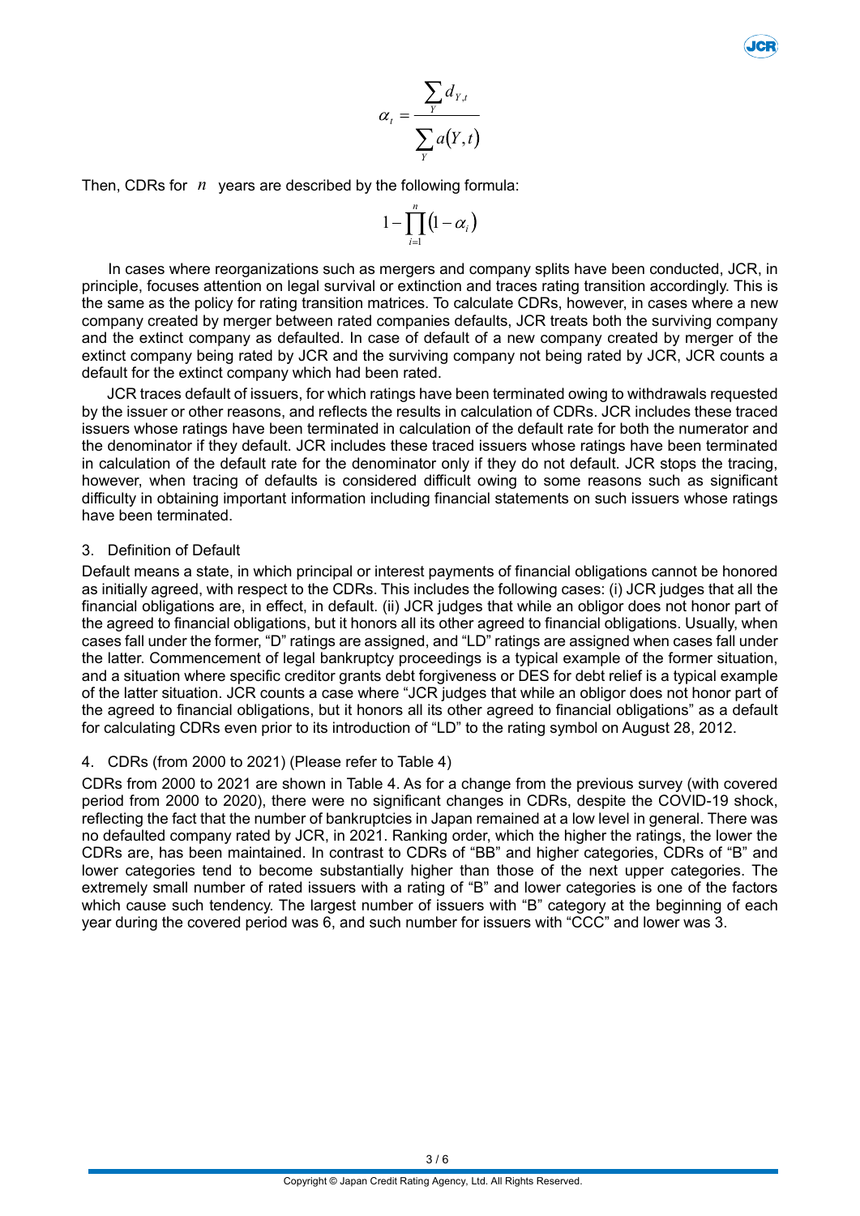$$\alpha_t = \frac{\sum_Y d_{Y,t}}{\sum_Y a(Y,t)}$$

Then, CDRs for $n$ years are described by the following formula:

$$1 - \prod_{i=1}^{n} (1 - \alpha_i)$$

In cases where reorganizations such as mergers and company splits have been conducted, JCR, in principle, focuses attention on legal survival or extinction and traces rating transition accordingly. This is the same as the policy for rating transition matrices. To calculate CDRs, however, in cases where a new company created by merger between rated companies defaults, JCR treats both the surviving company and the extinct company as defaulted. In case of default of a new company created by merger of the extinct company being rated by JCR and the surviving company not being rated by JCR, JCR counts a default for the extinct company which had been rated.

JCR traces default of issuers, for which ratings have been terminated owing to withdrawals requested by the issuer or other reasons, and reflects the results in calculation of CDRs. JCR includes these traced issuers whose ratings have been terminated in calculation of the default rate for both the numerator and the denominator if they default. JCR includes these traced issuers whose ratings have been terminated in calculation of the default rate for the denominator only if they do not default. JCR stops the tracing, however, when tracing of defaults is considered difficult owing to some reasons such as significant difficulty in obtaining important information including financial statements on such issuers whose ratings have been terminated.

## 3. Definition of Default

Default means a state, in which principal or interest payments of financial obligations cannot be honored as initially agreed, with respect to the CDRs. This includes the following cases: (i) JCR judges that all the financial obligations are, in effect, in default. (ii) JCR judges that while an obligor does not honor part of the agreed to financial obligations, but it honors all its other agreed to financial obligations. Usually, when cases fall under the former, "D" ratings are assigned, and "LD" ratings are assigned when cases fall under the latter. Commencement of legal bankruptcy proceedings is a typical example of the former situation, and a situation where specific creditor grants debt forgiveness or DES for debt relief is a typical example of the latter situation. JCR counts a case where "JCR judges that while an obligor does not honor part of the agreed to financial obligations, but it honors all its other agreed to financial obligations" as a default for calculating CDRs even prior to its introduction of "LD" to the rating symbol on August 28, 2012.

## 4. CDRs (from 2000 to 2021) (Please refer to Table 4)

CDRs from 2000 to 2021 are shown in Table 4. As for a change from the previous survey (with covered period from 2000 to 2020), there were no significant changes in CDRs, despite the COVID-19 shock, reflecting the fact that the number of bankruptcies in Japan remained at a low level in general. There was no defaulted company rated by JCR, in 2021. Ranking order, which the higher the ratings, the lower the CDRs are, has been maintained. In contrast to CDRs of "BB" and higher categories, CDRs of "B" and lower categories tend to become substantially higher than those of the next upper categories. The extremely small number of rated issuers with a rating of "B" and lower categories is one of the factors which cause such tendency. The largest number of issuers with "B" category at the beginning of each year during the covered period was 6, and such number for issuers with "CCC" and lower was 3.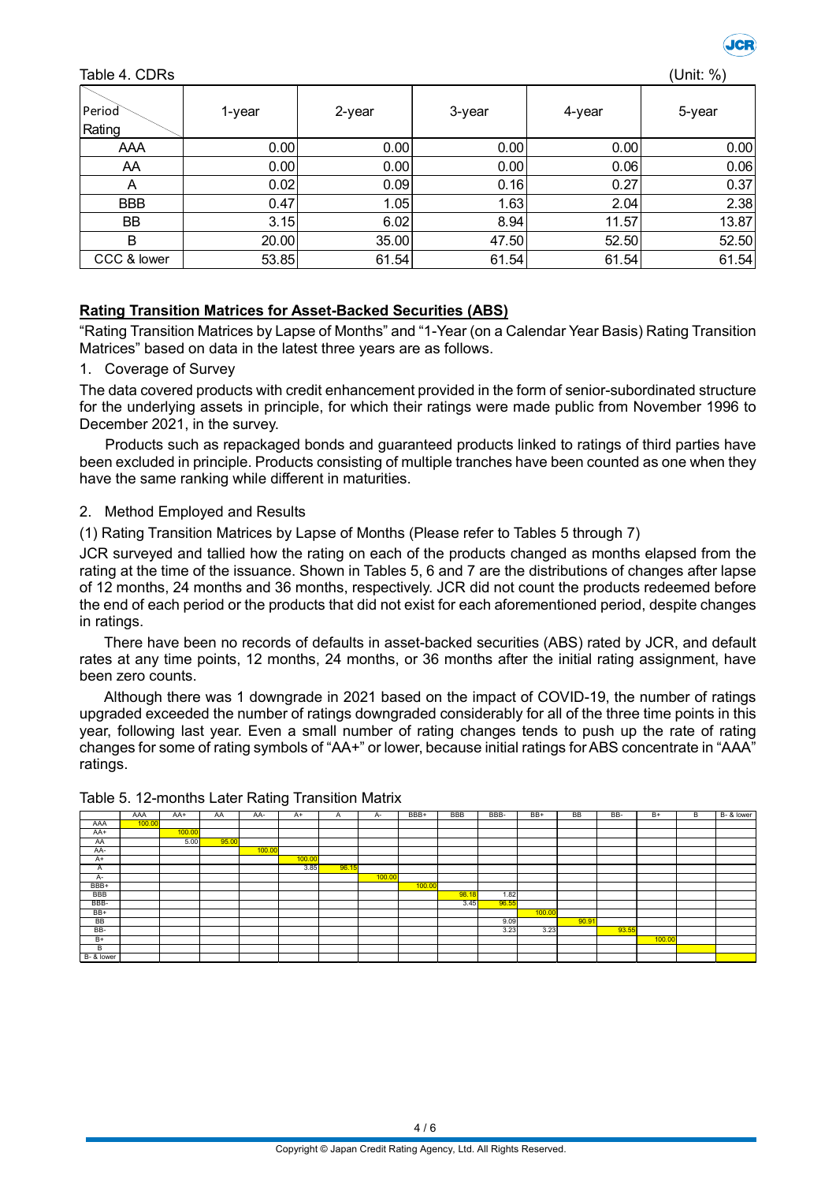Table 4. CDRs (Unit: %)

| Period / Rating | 1-year | 2-year | 3-year | 4-year | 5-year |
|---|---|---|---|---|---|
| AAA | 0.00 | 0.00 | 0.00 | 0.00 | 0.00 |
| AA | 0.00 | 0.00 | 0.00 | 0.06 | 0.06 |
| A | 0.02 | 0.09 | 0.16 | 0.27 | 0.37 |
| BBB | 0.47 | 1.05 | 1.63 | 2.04 | 2.38 |
| BB | 3.15 | 6.02 | 8.94 | 11.57 | 13.87 |
| B | 20.00 | 35.00 | 47.50 | 52.50 | 52.50 |
| CCC & lower | 53.85 | 61.54 | 61.54 | 61.54 | 61.54 |

## Rating Transition Matrices for Asset-Backed Securities (ABS)

"Rating Transition Matrices by Lapse of Months" and "1-Year (on a Calendar Year Basis) Rating Transition Matrices" based on data in the latest three years are as follows.

1. Coverage of Survey

The data covered products with credit enhancement provided in the form of senior-subordinated structure for the underlying assets in principle, for which their ratings were made public from November 1996 to December 2021, in the survey.

Products such as repackaged bonds and guaranteed products linked to ratings of third parties have been excluded in principle. Products consisting of multiple tranches have been counted as one when they have the same ranking while different in maturities.

2. Method Employed and Results

(1) Rating Transition Matrices by Lapse of Months (Please refer to Tables 5 through 7)

JCR surveyed and tallied how the rating on each of the products changed as months elapsed from the rating at the time of the issuance. Shown in Tables 5, 6 and 7 are the distributions of changes after lapse of 12 months, 24 months and 36 months, respectively. JCR did not count the products redeemed before the end of each period or the products that did not exist for each aforementioned period, despite changes in ratings.

There have been no records of defaults in asset-backed securities (ABS) rated by JCR, and default rates at any time points, 12 months, 24 months, or 36 months after the initial rating assignment, have been zero counts.

Although there was 1 downgrade in 2021 based on the impact of COVID-19, the number of ratings upgraded exceeded the number of ratings downgraded considerably for all of the three time points in this year, following last year. Even a small number of rating changes tends to push up the rate of rating changes for some of rating symbols of "AA+" or lower, because initial ratings for ABS concentrate in "AAA" ratings.

Table 5. 12-months Later Rating Transition Matrix

| | AAA | AA+ | AA | AA- | A+ | A | A- | BBB+ | BBB | BBB- | BB+ | BB | BB- | B+ | B | B- & lower |
|---|---|---|---|---|---|---|---|---|---|---|---|---|---|---|---|---|
| AAA | 100.00 | | | | | | | | | | | | | | | |
| AA+ | | 100.00 | | | | | | | | | | | | | | |
| AA | | 5.00 | 95.00 | | | | | | | | | | | | | |
| AA- | | | | 100.00 | | | | | | | | | | | | |
| A+ | | | | | 100.00 | | | | | | | | | | | |
| A | | | | | 3.85 | 96.15 | | | | | | | | | | |
| A- | | | | | | | 100.00 | | | | | | | | | |
| BBB+ | | | | | | | | 100.00 | | | | | | | | |
| BBB | | | | | | | | | 98.18 | 1.82 | | | | | | |
| BBB- | | | | | | | | | 3.45 | 96.55 | | | | | | |
| BB+ | | | | | | | | | | | 100.00 | | | | | |
| BB | | | | | | | | | | 9.09 | | 90.91 | | | | |
| BB- | | | | | | | | | | 3.23 | 3.23 | | 93.55 | | | |
| B+ | | | | | | | | | | | | | | 100.00 | | |
| B | | | | | | | | | | | | | | | | |
| B- & lower | | | | | | | | | | | | | | | | |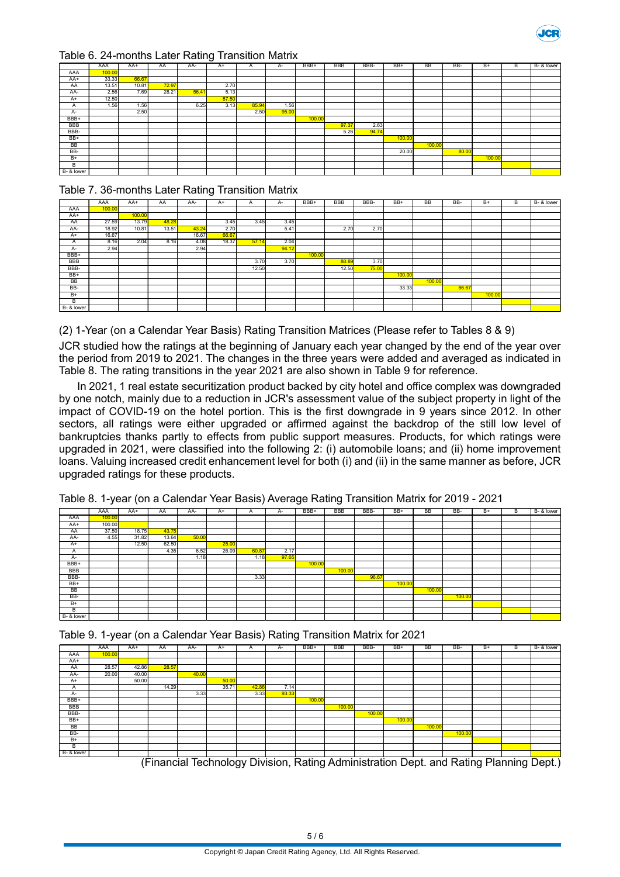Table 6. 24-months Later Rating Transition Matrix

| | AAA | AA+ | AA | AA- | A+ | A | A- | BBB+ | BBB | BBB- | BB+ | BB | BB- | B+ | B | B- & lower |
|---|---|---|---|---|---|---|---|---|---|---|---|---|---|---|---|---|
| AAA | 100.00 | | | | | | | | | | | | | | | |
| AA+ | 33.33 | 66.67 | | | | | | | | | | | | | | |
| AA | 13.51 | 10.81 | 72.97 | | 2.70 | | | | | | | | | | | |
| AA- | 2.56 | 7.69 | 28.21 | 56.41 | 5.13 | | | | | | | | | | | |
| A+ | 12.50 | | | | 87.50 | | | | | | | | | | | |
| A | 1.56 | 1.56 | | 6.25 | 3.13 | 85.94 | 1.56 | | | | | | | | | |
| A- | | 2.50 | | | | 2.50 | 95.00 | | | | | | | | | |
| BBB+ | | | | | | | | 100.00 | | | | | | | | |
| BBB | | | | | | | | | 97.37 | 2.63 | | | | | | |
| BBB- | | | | | | | | | 5.26 | 94.74 | | | | | | |
| BB+ | | | | | | | | | | | 100.00 | | | | | |
| BB | | | | | | | | | | | | 100.00 | | | | |
| BB- | | | | | | | | | | | 20.00 | | 80.00 | | | |
| B+ | | | | | | | | | | | | | | 100.00 | | |
| B | | | | | | | | | | | | | | | | |
| B- & lower | | | | | | | | | | | | | | | | |

Table 7. 36-months Later Rating Transition Matrix

| | AAA | AA+ | AA | AA- | A+ | A | A- | BBB+ | BBB | BBB- | BB+ | BB | BB- | B+ | B | B- & lower |
|---|---|---|---|---|---|---|---|---|---|---|---|---|---|---|---|---|
| AAA | 100.00 | | | | | | | | | | | | | | | |
| AA+ | | 100.00 | | | | | | | | | | | | | | |
| AA | 27.59 | 13.79 | 48.28 | | 3.45 | 3.45 | 3.45 | | | | | | | | | |
| AA- | 18.92 | 10.81 | 13.51 | 43.24 | 2.70 | | 5.41 | | 2.70 | 2.70 | | | | | | |
| A+ | 16.67 | | | 16.67 | 66.67 | | | | | | | | | | | |
| A | 8.16 | 2.04 | 8.16 | 4.08 | 18.37 | 57.14 | 2.04 | | | | | | | | | |
| A- | 2.94 | | | 2.94 | | | 94.12 | | | | | | | | | |
| BBB+ | | | | | | | | 100.00 | | | | | | | | |
| BBB | | | | | | 3.70 | 3.70 | | 88.89 | 3.70 | | | | | | |
| BBB- | | | | | | 12.50 | | | 12.50 | 75.00 | | | | | | |
| BB+ | | | | | | | | | | | 100.00 | | | | | |
| BB | | | | | | | | | | | | 100.00 | | | | |
| BB- | | | | | | | | | | | 33.33 | | 66.67 | | | |
| B+ | | | | | | | | | | | | | | 100.00 | | |
| B | | | | | | | | | | | | | | | | |
| B- & lower | | | | | | | | | | | | | | | | |

(2) 1-Year (on a Calendar Year Basis) Rating Transition Matrices (Please refer to Tables 8 & 9)

JCR studied how the ratings at the beginning of January each year changed by the end of the year over the period from 2019 to 2021. The changes in the three years were added and averaged as indicated in Table 8. The rating transitions in the year 2021 are also shown in Table 9 for reference.

In 2021, 1 real estate securitization product backed by city hotel and office complex was downgraded by one notch, mainly due to a reduction in JCR's assessment value of the subject property in light of the impact of COVID-19 on the hotel portion. This is the first downgrade in 9 years since 2012. In other sectors, all ratings were either upgraded or affirmed against the backdrop of the still low level of bankruptcies thanks partly to effects from public support measures. Products, for which ratings were upgraded in 2021, were classified into the following 2: (i) automobile loans; and (ii) home improvement loans. Valuing increased credit enhancement level for both (i) and (ii) in the same manner as before, JCR upgraded ratings for these products.

Table 8. 1-year (on a Calendar Year Basis) Average Rating Transition Matrix for 2019 - 2021

| | AAA | AA+ | AA | AA- | A+ | A | A- | BBB+ | BBB | BBB- | BB+ | BB | BB- | B+ | B | B- & lower |
|---|---|---|---|---|---|---|---|---|---|---|---|---|---|---|---|---|
| AAA | 100.00 | | | | | | | | | | | | | | | |
| AA+ | 100.00 | | | | | | | | | | | | | | | |
| AA | 37.50 | 18.75 | 43.75 | | | | | | | | | | | | | |
| AA- | 4.55 | 31.82 | 13.64 | 50.00 | | | | | | | | | | | | |
| A+ | | 12.50 | 62.50 | | 25.00 | | | | | | | | | | | |
| A | | | 4.35 | 6.52 | 26.09 | 60.87 | 2.17 | | | | | | | | | |
| A- | | | | 1.18 | | 1.18 | 97.65 | | | | | | | | | |
| BBB+ | | | | | | | | 100.00 | | | | | | | | |
| BBB | | | | | | | | | 100.00 | | | | | | | |
| BBB- | | | | | | 3.33 | | | | 96.67 | | | | | | |
| BB+ | | | | | | | | | | | 100.00 | | | | | |
| BB | | | | | | | | | | | | 100.00 | | | | |
| BB- | | | | | | | | | | | | | 100.00 | | | |
| B+ | | | | | | | | | | | | | | | | |
| B | | | | | | | | | | | | | | | | |
| B- & lower | | | | | | | | | | | | | | | | |

Table 9. 1-year (on a Calendar Year Basis) Rating Transition Matrix for 2021

| | AAA | AA+ | AA | AA- | A+ | A | A- | BBB+ | BBB | BBB- | BB+ | BB | BB- | B+ | B | B- & lower |
|---|---|---|---|---|---|---|---|---|---|---|---|---|---|---|---|---|
| AAA | 100.00 | | | | | | | | | | | | | | | |
| AA+ | | | | | | | | | | | | | | | | |
| AA | 28.57 | 42.86 | 28.57 | | | | | | | | | | | | | |
| AA- | 20.00 | 40.00 | | 40.00 | | | | | | | | | | | | |
| A+ | | 50.00 | | | 50.00 | | | | | | | | | | | |
| A | | | 14.29 | | 35.71 | 42.86 | 7.14 | | | | | | | | | |
| A- | | | | 3.33 | | 3.33 | 93.33 | | | | | | | | | |
| BBB+ | | | | | | | | 100.00 | | | | | | | | |
| BBB | | | | | | | | | 100.00 | | | | | | | |
| BBB- | | | | | | | | | | 100.00 | | | | | | |
| BB+ | | | | | | | | | | | 100.00 | | | | | |
| BB | | | | | | | | | | | | 100.00 | | | | |
| BB- | | | | | | | | | | | | | 100.00 | | | |
| B+ | | | | | | | | | | | | | | | | |
| B | | | | | | | | | | | | | | | | |
| B- & lower | | | | | | | | | | | | | | | | |

(Financial Technology Division, Rating Administration Dept. and Rating Planning Dept.)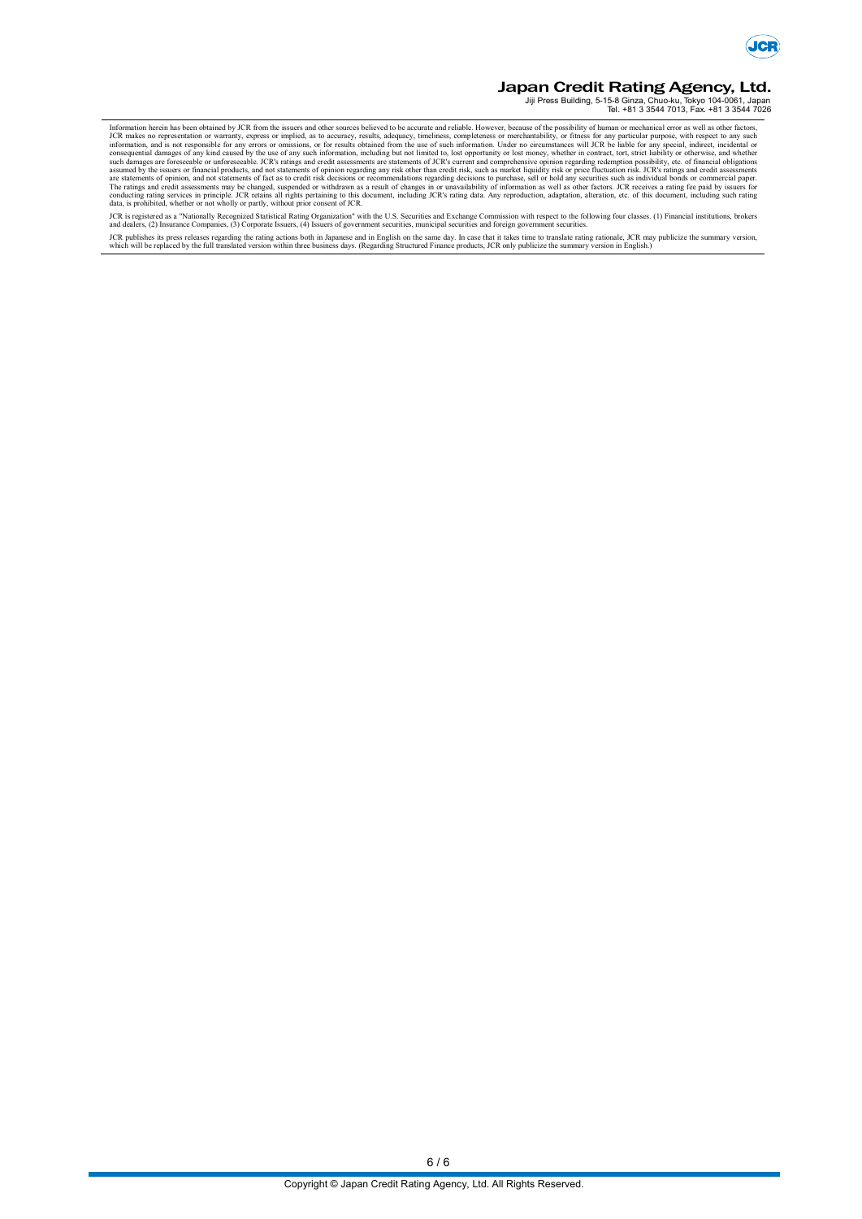**Japan Credit Rating Agency, Ltd.**

Jiji Press Building, 5-15-8 Ginza, Chuo-ku, Tokyo 104-0061, Japan
Tel. +81 3 3544 7013, Fax. +81 3 3544 7026

Information herein has been obtained by JCR from the issuers and other sources believed to be accurate and reliable. However, because of the possibility of human or mechanical error as well as other factors, JCR makes no representation or warranty, express or implied, as to accuracy, results, adequacy, timeliness, completeness or merchantability, or fitness for any particular purpose, with respect to any such information, and is not responsible for any errors or omissions, or for results obtained from the use of such information. Under no circumstances will JCR be liable for any special, indirect, incidental or consequential damages of any kind caused by the use of any such information, including but not limited to, lost opportunity or lost money, whether in contract, tort, strict liability or otherwise, and whether such damages are foreseeable or unforeseeable. JCR's ratings and credit assessments are statements of JCR's current and comprehensive opinion regarding redemption possibility, etc. of financial obligations assumed by the issuers or financial products, and not statements of opinion regarding any risk other than credit risk, such as market liquidity risk or price fluctuation risk. JCR's ratings and credit assessments are statements of opinion, and not statements of fact as to credit risk decisions or recommendations regarding decisions to purchase, sell or hold any securities such as individual bonds or commercial paper. The ratings and credit assessments may be changed, suspended or withdrawn as a result of changes in or unavailability of information as well as other factors. JCR receives a rating fee paid by issuers for conducting rating services in principle. JCR retains all rights pertaining to this document, including JCR's rating data. Any reproduction, adaptation, alteration, etc. of this document, including such rating data, is prohibited, whether or not wholly or partly, without prior consent of JCR.

JCR is registered as a "Nationally Recognized Statistical Rating Organization" with the U.S. Securities and Exchange Commission with respect to the following four classes. (1) Financial institutions, brokers and dealers, (2) Insurance Companies, (3) Corporate Issuers, (4) Issuers of government securities, municipal securities and foreign government securities.

JCR publishes its press releases regarding the rating actions both in Japanese and in English on the same day. In case that it takes time to translate rating rationale, JCR may publicize the summary version, which will be replaced by the full translated version within three business days. (Regarding Structured Finance products, JCR only publicize the summary version in English.)

Copyright © Japan Credit Rating Agency, Ltd. All Rights Reserved.